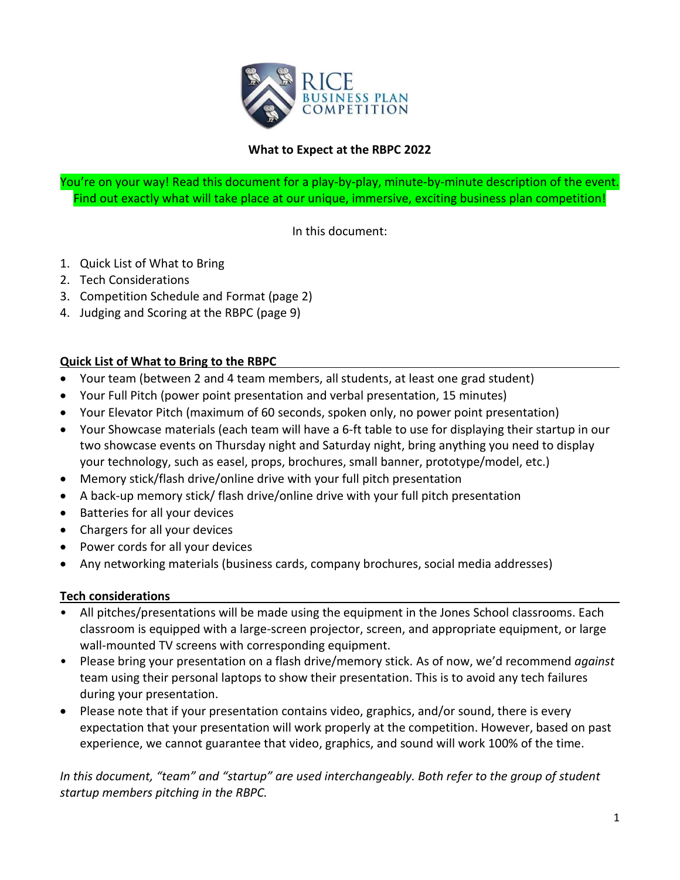RICE BUSINESS PLAN COMPETITION

# What to Expect at the RBPC 2022

You're on your way! Read this document for a play-by-play, minute-by-minute description of the event. Find out exactly what will take place at our unique, immersive, exciting business plan competition!

In this document:

1. Quick List of What to Bring
2. Tech Considerations
3. Competition Schedule and Format (page 2)
4. Judging and Scoring at the RBPC (page 9)

## Quick List of What to Bring to the RBPC

- Your team (between 2 and 4 team members, all students, at least one grad student)
- Your Full Pitch (power point presentation and verbal presentation, 15 minutes)
- Your Elevator Pitch (maximum of 60 seconds, spoken only, no power point presentation)
- Your Showcase materials (each team will have a 6-ft table to use for displaying their startup in our two showcase events on Thursday night and Saturday night, bring anything you need to display your technology, such as easel, props, brochures, small banner, prototype/model, etc.)
- Memory stick/flash drive/online drive with your full pitch presentation
- A back-up memory stick/ flash drive/online drive with your full pitch presentation
- Batteries for all your devices
- Chargers for all your devices
- Power cords for all your devices
- Any networking materials (business cards, company brochures, social media addresses)

## Tech considerations

- All pitches/presentations will be made using the equipment in the Jones School classrooms. Each classroom is equipped with a large-screen projector, screen, and appropriate equipment, or large wall-mounted TV screens with corresponding equipment.
- Please bring your presentation on a flash drive/memory stick. As of now, we'd recommend *against* team using their personal laptops to show their presentation. This is to avoid any tech failures during your presentation.
- Please note that if your presentation contains video, graphics, and/or sound, there is every expectation that your presentation will work properly at the competition. However, based on past experience, we cannot guarantee that video, graphics, and sound will work 100% of the time.

*In this document, "team" and "startup" are used interchangeably. Both refer to the group of student startup members pitching in the RBPC.*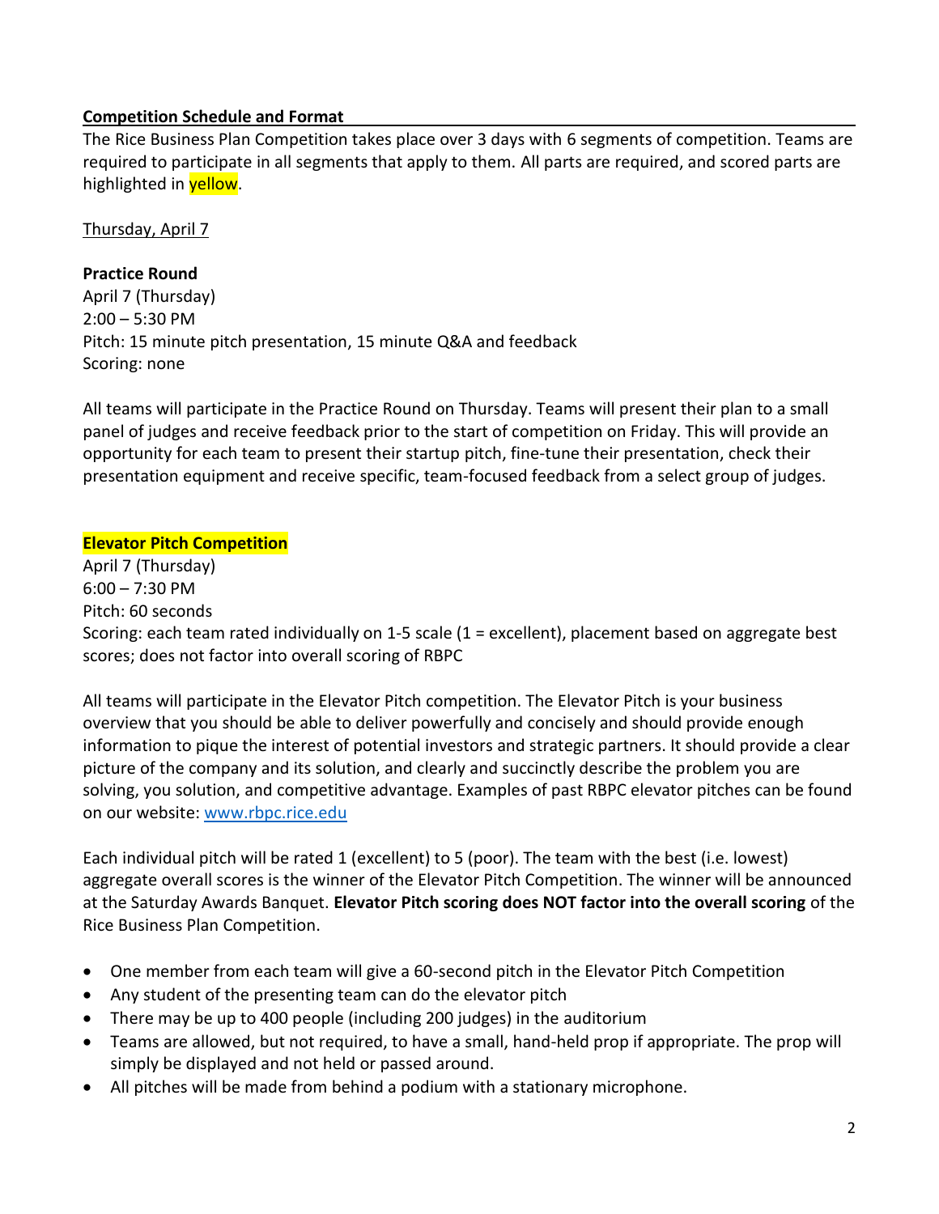## Competition Schedule and Format

The Rice Business Plan Competition takes place over 3 days with 6 segments of competition. Teams are required to participate in all segments that apply to them. All parts are required, and scored parts are highlighted in yellow.

Thursday, April 7

### Practice Round

April 7 (Thursday)
2:00 – 5:30 PM
Pitch: 15 minute pitch presentation, 15 minute Q&A and feedback
Scoring: none

All teams will participate in the Practice Round on Thursday. Teams will present their plan to a small panel of judges and receive feedback prior to the start of competition on Friday. This will provide an opportunity for each team to present their startup pitch, fine-tune their presentation, check their presentation equipment and receive specific, team-focused feedback from a select group of judges.

### Elevator Pitch Competition

April 7 (Thursday)
6:00 – 7:30 PM
Pitch: 60 seconds
Scoring: each team rated individually on 1-5 scale (1 = excellent), placement based on aggregate best scores; does not factor into overall scoring of RBPC

All teams will participate in the Elevator Pitch competition. The Elevator Pitch is your business overview that you should be able to deliver powerfully and concisely and should provide enough information to pique the interest of potential investors and strategic partners. It should provide a clear picture of the company and its solution, and clearly and succinctly describe the problem you are solving, you solution, and competitive advantage. Examples of past RBPC elevator pitches can be found on our website: [www.rbpc.rice.edu](http://www.rbpc.rice.edu)

Each individual pitch will be rated 1 (excellent) to 5 (poor). The team with the best (i.e. lowest) aggregate overall scores is the winner of the Elevator Pitch Competition. The winner will be announced at the Saturday Awards Banquet. **Elevator Pitch scoring does NOT factor into the overall scoring** of the Rice Business Plan Competition.

- One member from each team will give a 60-second pitch in the Elevator Pitch Competition
- Any student of the presenting team can do the elevator pitch
- There may be up to 400 people (including 200 judges) in the auditorium
- Teams are allowed, but not required, to have a small, hand-held prop if appropriate. The prop will simply be displayed and not held or passed around.
- All pitches will be made from behind a podium with a stationary microphone.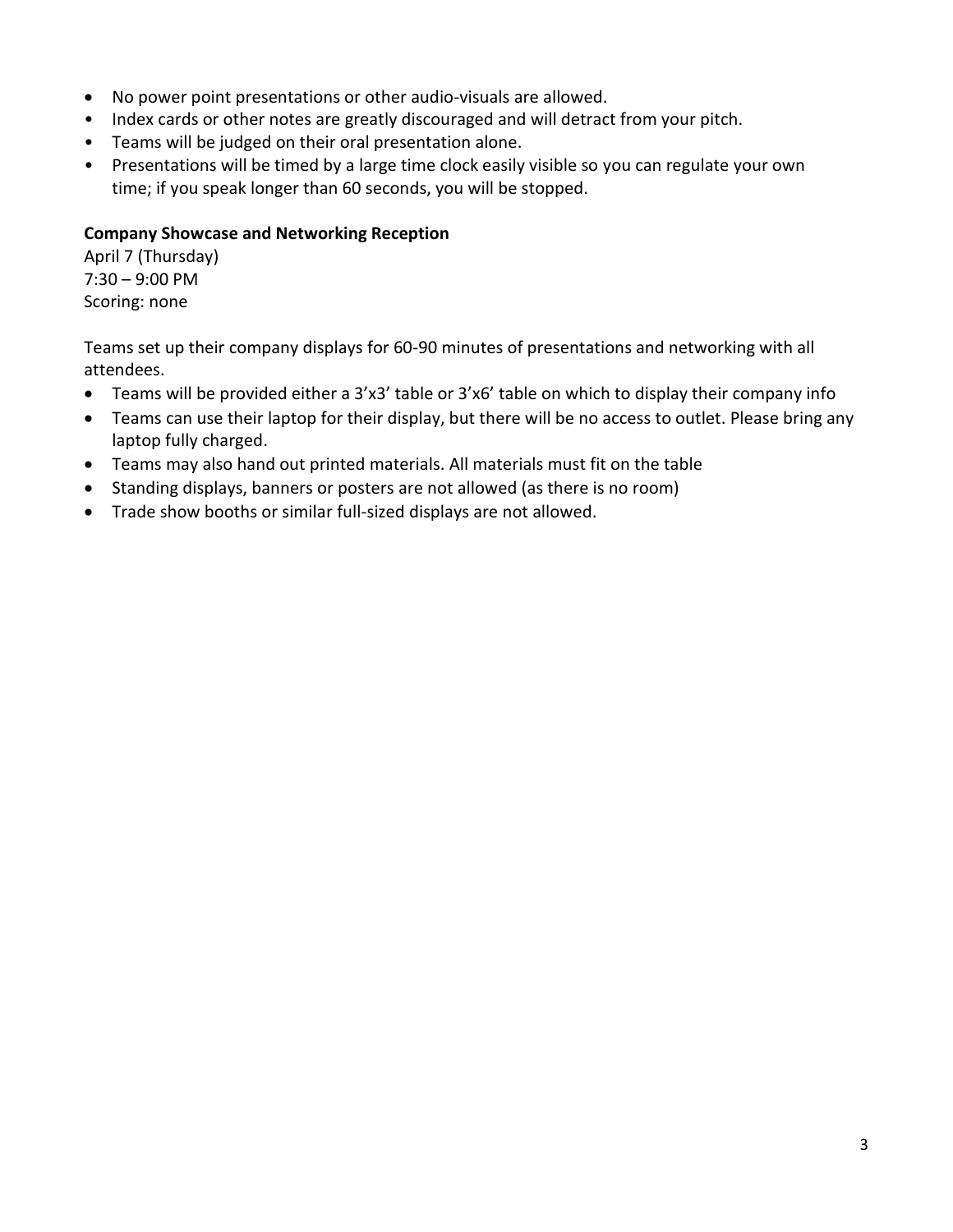- No power point presentations or other audio-visuals are allowed.
- Index cards or other notes are greatly discouraged and will detract from your pitch.
- Teams will be judged on their oral presentation alone.
- Presentations will be timed by a large time clock easily visible so you can regulate your own time; if you speak longer than 60 seconds, you will be stopped.

**Company Showcase and Networking Reception**
April 7 (Thursday)
7:30 – 9:00 PM
Scoring: none

Teams set up their company displays for 60-90 minutes of presentations and networking with all attendees.

- Teams will be provided either a 3'x3' table or 3'x6' table on which to display their company info
- Teams can use their laptop for their display, but there will be no access to outlet. Please bring any laptop fully charged.
- Teams may also hand out printed materials. All materials must fit on the table
- Standing displays, banners or posters are not allowed (as there is no room)
- Trade show booths or similar full-sized displays are not allowed.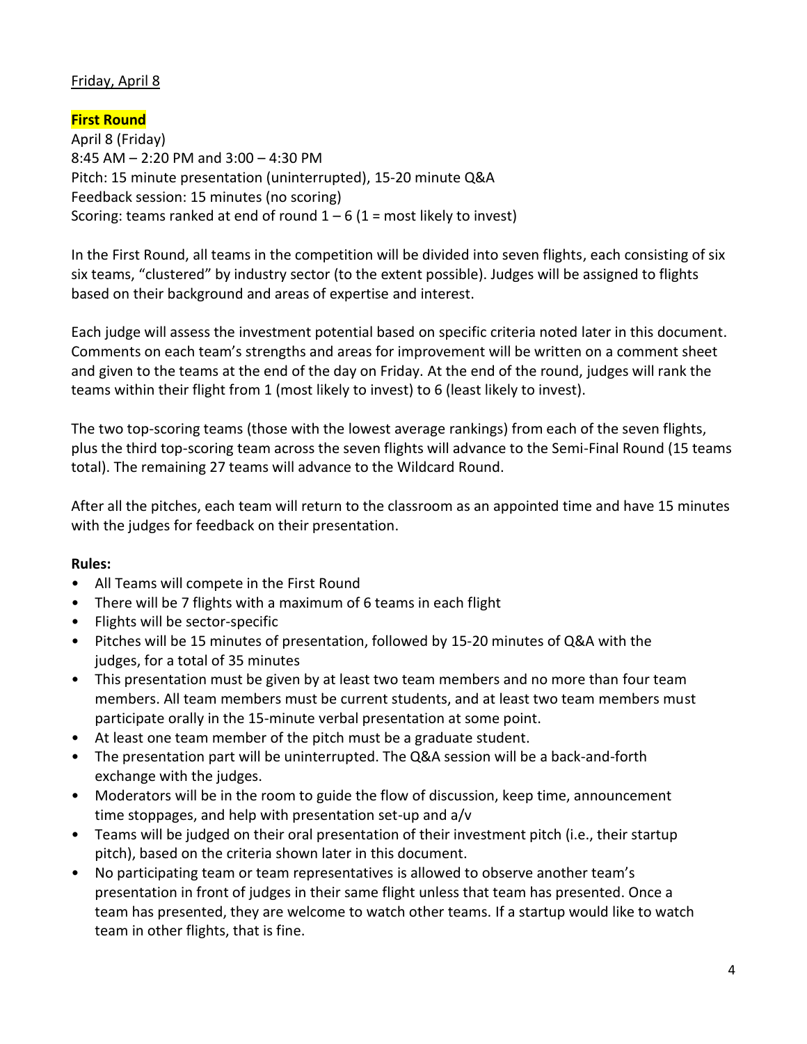Friday, April 8

**First Round**

April 8 (Friday)
8:45 AM – 2:20 PM and 3:00 – 4:30 PM
Pitch: 15 minute presentation (uninterrupted), 15-20 minute Q&A
Feedback session: 15 minutes (no scoring)
Scoring: teams ranked at end of round 1 – 6 (1 = most likely to invest)

In the First Round, all teams in the competition will be divided into seven flights, each consisting of six six teams, "clustered" by industry sector (to the extent possible). Judges will be assigned to flights based on their background and areas of expertise and interest.

Each judge will assess the investment potential based on specific criteria noted later in this document. Comments on each team's strengths and areas for improvement will be written on a comment sheet and given to the teams at the end of the day on Friday. At the end of the round, judges will rank the teams within their flight from 1 (most likely to invest) to 6 (least likely to invest).

The two top-scoring teams (those with the lowest average rankings) from each of the seven flights, plus the third top-scoring team across the seven flights will advance to the Semi-Final Round (15 teams total). The remaining 27 teams will advance to the Wildcard Round.

After all the pitches, each team will return to the classroom as an appointed time and have 15 minutes with the judges for feedback on their presentation.

**Rules:**

- All Teams will compete in the First Round
- There will be 7 flights with a maximum of 6 teams in each flight
- Flights will be sector-specific
- Pitches will be 15 minutes of presentation, followed by 15-20 minutes of Q&A with the judges, for a total of 35 minutes
- This presentation must be given by at least two team members and no more than four team members. All team members must be current students, and at least two team members must participate orally in the 15-minute verbal presentation at some point.
- At least one team member of the pitch must be a graduate student.
- The presentation part will be uninterrupted. The Q&A session will be a back-and-forth exchange with the judges.
- Moderators will be in the room to guide the flow of discussion, keep time, announcement time stoppages, and help with presentation set-up and a/v
- Teams will be judged on their oral presentation of their investment pitch (i.e., their startup pitch), based on the criteria shown later in this document.
- No participating team or team representatives is allowed to observe another team's presentation in front of judges in their same flight unless that team has presented. Once a team has presented, they are welcome to watch other teams. If a startup would like to watch team in other flights, that is fine.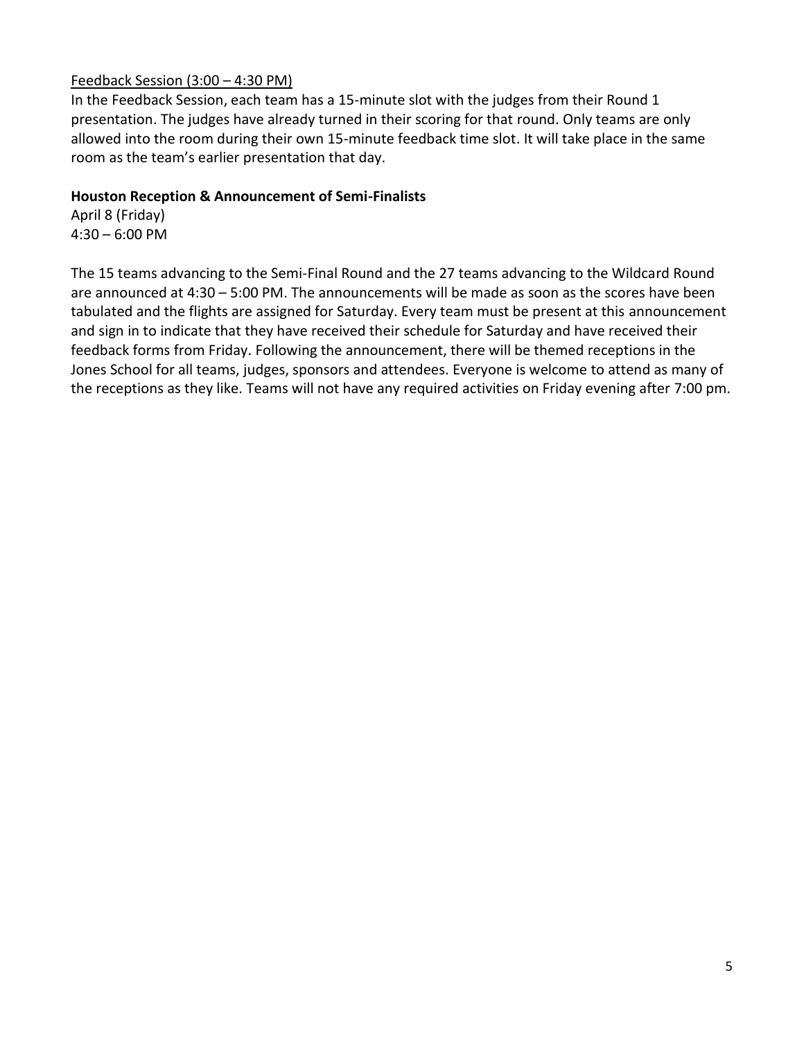<u>Feedback Session (3:00 – 4:30 PM)</u>

In the Feedback Session, each team has a 15-minute slot with the judges from their Round 1 presentation. The judges have already turned in their scoring for that round. Only teams are only allowed into the room during their own 15-minute feedback time slot. It will take place in the same room as the team's earlier presentation that day.

**Houston Reception & Announcement of Semi-Finalists**

April 8 (Friday)
4:30 – 6:00 PM

The 15 teams advancing to the Semi-Final Round and the 27 teams advancing to the Wildcard Round are announced at 4:30 – 5:00 PM. The announcements will be made as soon as the scores have been tabulated and the flights are assigned for Saturday. Every team must be present at this announcement and sign in to indicate that they have received their schedule for Saturday and have received their feedback forms from Friday. Following the announcement, there will be themed receptions in the Jones School for all teams, judges, sponsors and attendees. Everyone is welcome to attend as many of the receptions as they like. Teams will not have any required activities on Friday evening after 7:00 pm.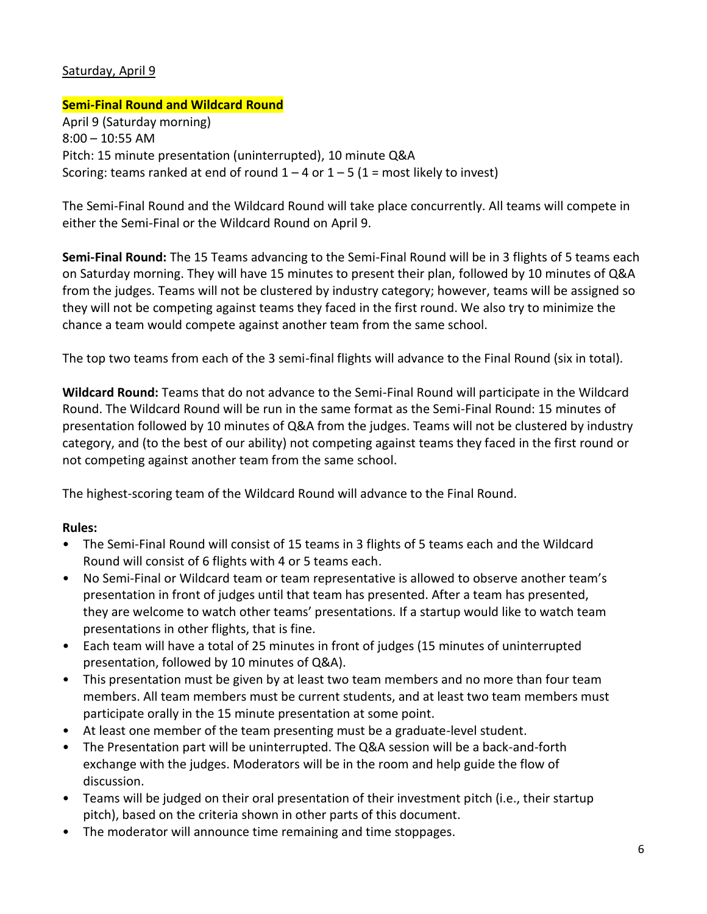Saturday, April 9

**Semi-Final Round and Wildcard Round**

April 9 (Saturday morning)
8:00 – 10:55 AM
Pitch: 15 minute presentation (uninterrupted), 10 minute Q&A
Scoring: teams ranked at end of round 1 – 4 or 1 – 5 (1 = most likely to invest)

The Semi-Final Round and the Wildcard Round will take place concurrently. All teams will compete in either the Semi-Final or the Wildcard Round on April 9.

**Semi-Final Round:** The 15 Teams advancing to the Semi-Final Round will be in 3 flights of 5 teams each on Saturday morning. They will have 15 minutes to present their plan, followed by 10 minutes of Q&A from the judges. Teams will not be clustered by industry category; however, teams will be assigned so they will not be competing against teams they faced in the first round. We also try to minimize the chance a team would compete against another team from the same school.

The top two teams from each of the 3 semi-final flights will advance to the Final Round (six in total).

**Wildcard Round:** Teams that do not advance to the Semi-Final Round will participate in the Wildcard Round. The Wildcard Round will be run in the same format as the Semi-Final Round: 15 minutes of presentation followed by 10 minutes of Q&A from the judges. Teams will not be clustered by industry category, and (to the best of our ability) not competing against teams they faced in the first round or not competing against another team from the same school.

The highest-scoring team of the Wildcard Round will advance to the Final Round.

**Rules:**

- The Semi-Final Round will consist of 15 teams in 3 flights of 5 teams each and the Wildcard Round will consist of 6 flights with 4 or 5 teams each.
- No Semi-Final or Wildcard team or team representative is allowed to observe another team's presentation in front of judges until that team has presented. After a team has presented, they are welcome to watch other teams' presentations. If a startup would like to watch team presentations in other flights, that is fine.
- Each team will have a total of 25 minutes in front of judges (15 minutes of uninterrupted presentation, followed by 10 minutes of Q&A).
- This presentation must be given by at least two team members and no more than four team members. All team members must be current students, and at least two team members must participate orally in the 15 minute presentation at some point.
- At least one member of the team presenting must be a graduate-level student.
- The Presentation part will be uninterrupted. The Q&A session will be a back-and-forth exchange with the judges. Moderators will be in the room and help guide the flow of discussion.
- Teams will be judged on their oral presentation of their investment pitch (i.e., their startup pitch), based on the criteria shown in other parts of this document.
- The moderator will announce time remaining and time stoppages.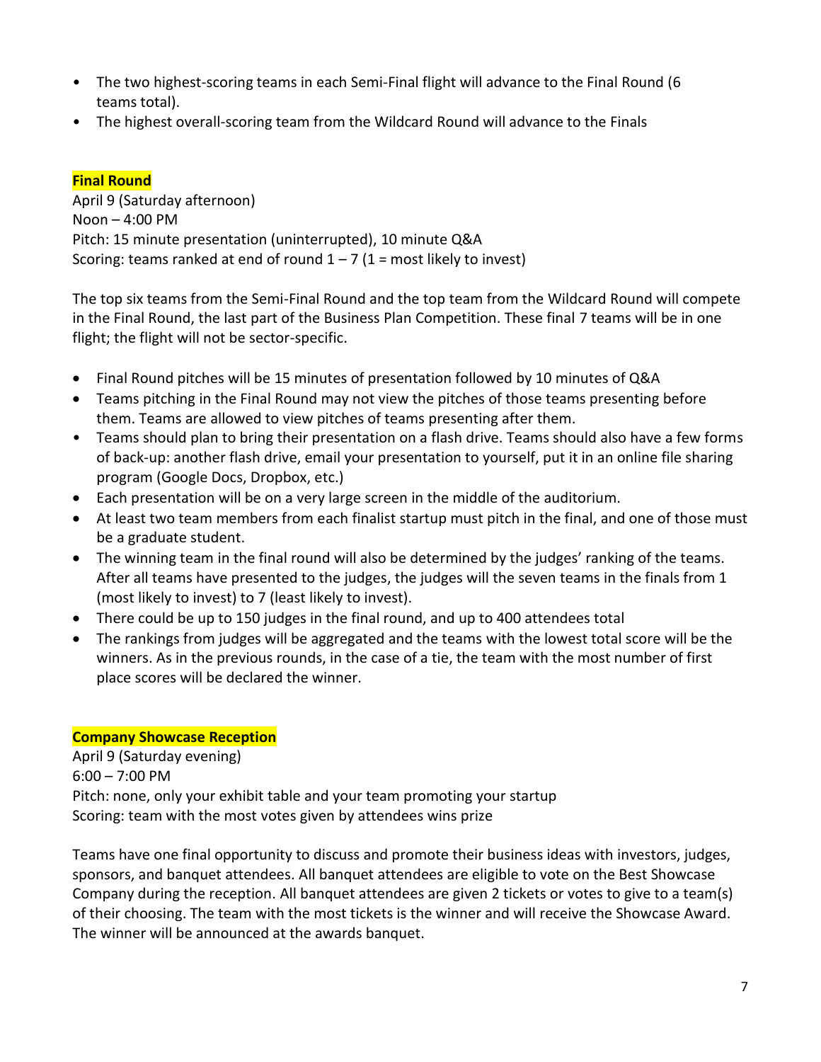- The two highest-scoring teams in each Semi-Final flight will advance to the Final Round (6 teams total).
- The highest overall-scoring team from the Wildcard Round will advance to the Finals

## Final Round

April 9 (Saturday afternoon)
Noon – 4:00 PM
Pitch: 15 minute presentation (uninterrupted), 10 minute Q&A
Scoring: teams ranked at end of round 1 – 7 (1 = most likely to invest)

The top six teams from the Semi-Final Round and the top team from the Wildcard Round will compete in the Final Round, the last part of the Business Plan Competition. These final 7 teams will be in one flight; the flight will not be sector-specific.

- Final Round pitches will be 15 minutes of presentation followed by 10 minutes of Q&A
- Teams pitching in the Final Round may not view the pitches of those teams presenting before them. Teams are allowed to view pitches of teams presenting after them.
- Teams should plan to bring their presentation on a flash drive. Teams should also have a few forms of back-up: another flash drive, email your presentation to yourself, put it in an online file sharing program (Google Docs, Dropbox, etc.)
- Each presentation will be on a very large screen in the middle of the auditorium.
- At least two team members from each finalist startup must pitch in the final, and one of those must be a graduate student.
- The winning team in the final round will also be determined by the judges' ranking of the teams. After all teams have presented to the judges, the judges will the seven teams in the finals from 1 (most likely to invest) to 7 (least likely to invest).
- There could be up to 150 judges in the final round, and up to 400 attendees total
- The rankings from judges will be aggregated and the teams with the lowest total score will be the winners. As in the previous rounds, in the case of a tie, the team with the most number of first place scores will be declared the winner.

## Company Showcase Reception

April 9 (Saturday evening)
6:00 – 7:00 PM
Pitch: none, only your exhibit table and your team promoting your startup
Scoring: team with the most votes given by attendees wins prize

Teams have one final opportunity to discuss and promote their business ideas with investors, judges, sponsors, and banquet attendees. All banquet attendees are eligible to vote on the Best Showcase Company during the reception. All banquet attendees are given 2 tickets or votes to give to a team(s) of their choosing. The team with the most tickets is the winner and will receive the Showcase Award. The winner will be announced at the awards banquet.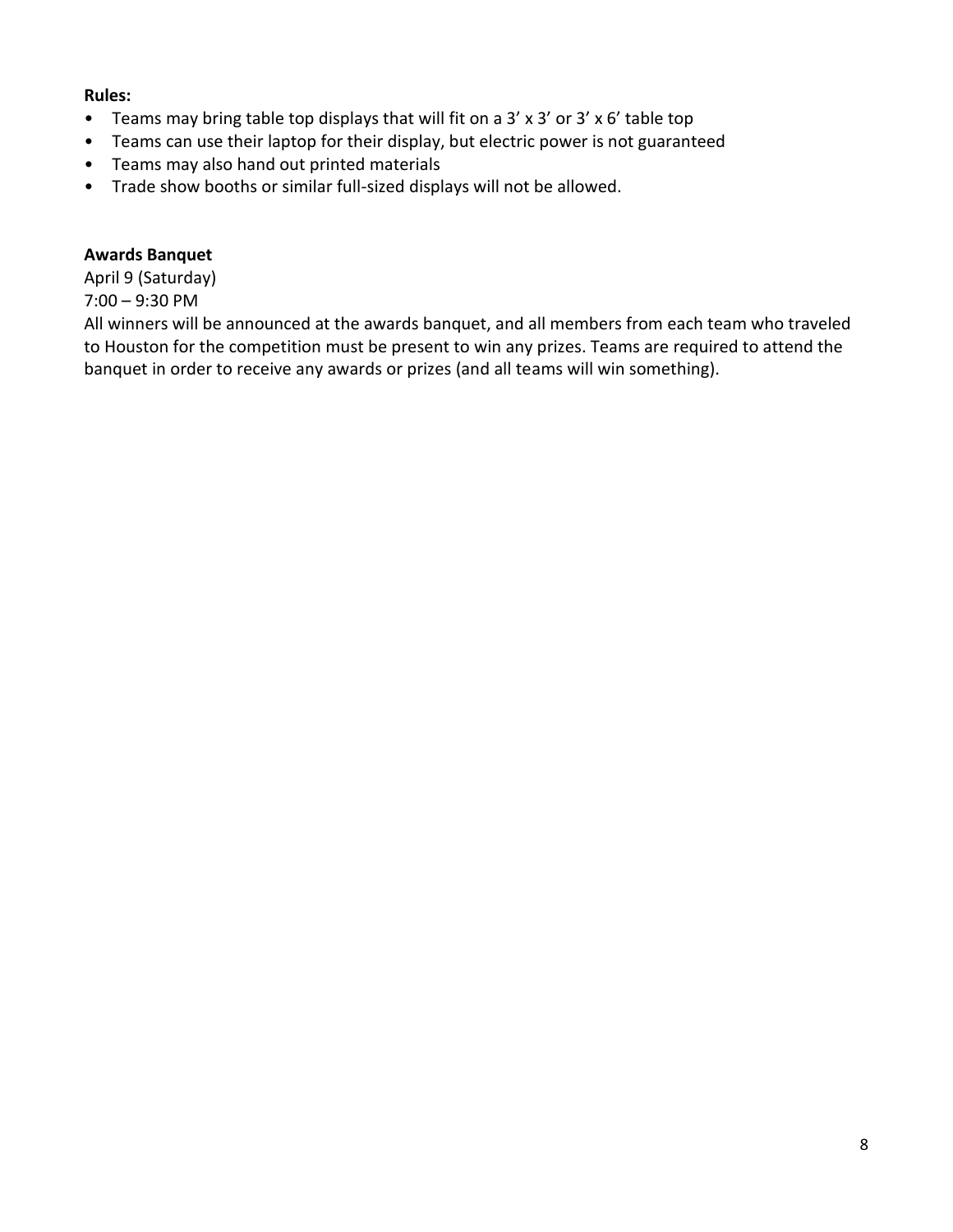**Rules:**

- Teams may bring table top displays that will fit on a 3' x 3' or 3' x 6' table top
- Teams can use their laptop for their display, but electric power is not guaranteed
- Teams may also hand out printed materials
- Trade show booths or similar full-sized displays will not be allowed.

**Awards Banquet**

April 9 (Saturday)
7:00 – 9:30 PM
All winners will be announced at the awards banquet, and all members from each team who traveled to Houston for the competition must be present to win any prizes. Teams are required to attend the banquet in order to receive any awards or prizes (and all teams will win something).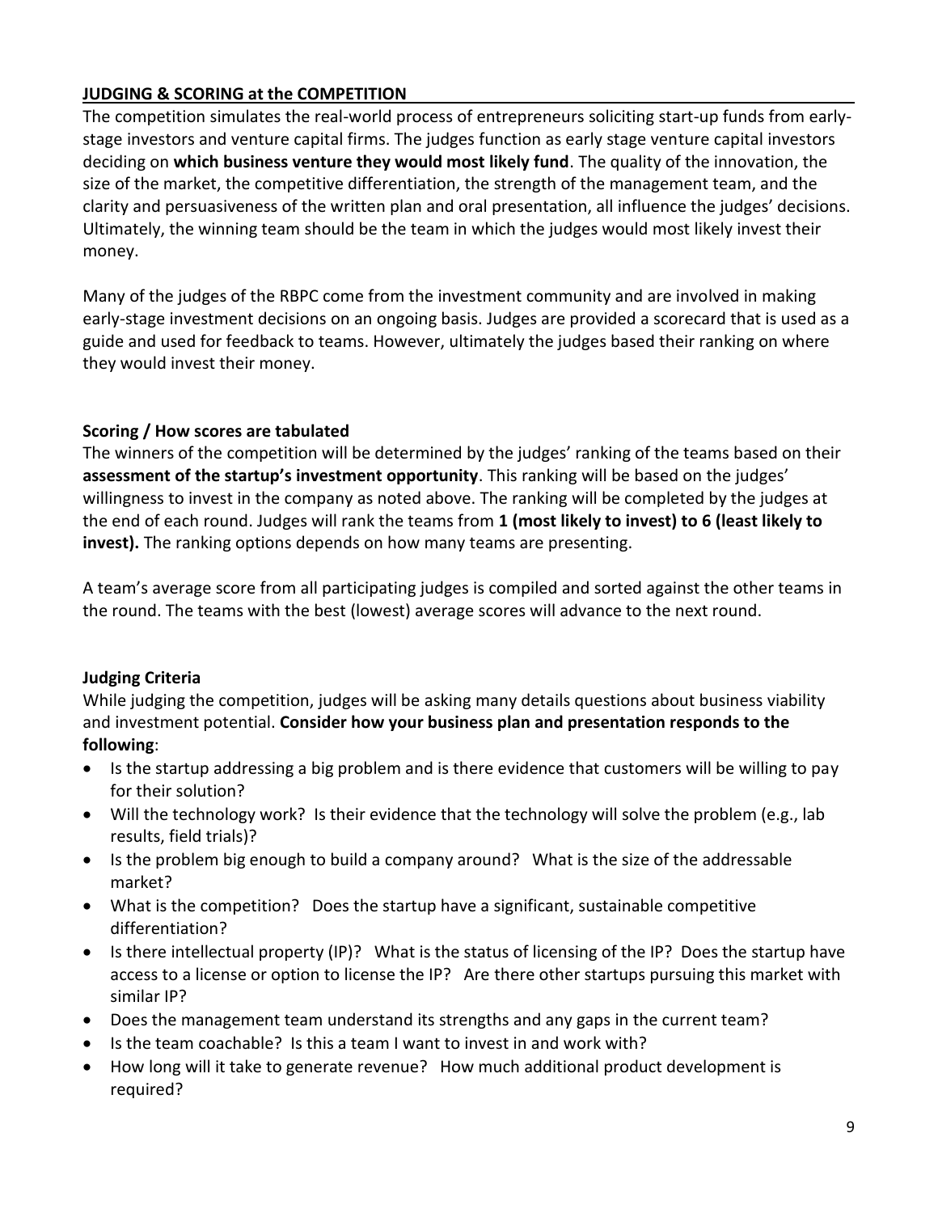## JUDGING & SCORING at the COMPETITION

The competition simulates the real-world process of entrepreneurs soliciting start-up funds from early-stage investors and venture capital firms. The judges function as early stage venture capital investors deciding on **which business venture they would most likely fund**. The quality of the innovation, the size of the market, the competitive differentiation, the strength of the management team, and the clarity and persuasiveness of the written plan and oral presentation, all influence the judges' decisions. Ultimately, the winning team should be the team in which the judges would most likely invest their money.

Many of the judges of the RBPC come from the investment community and are involved in making early-stage investment decisions on an ongoing basis. Judges are provided a scorecard that is used as a guide and used for feedback to teams. However, ultimately the judges based their ranking on where they would invest their money.

### Scoring / How scores are tabulated

The winners of the competition will be determined by the judges' ranking of the teams based on their **assessment of the startup's investment opportunity**. This ranking will be based on the judges' willingness to invest in the company as noted above. The ranking will be completed by the judges at the end of each round. Judges will rank the teams from **1 (most likely to invest) to 6 (least likely to invest).** The ranking options depends on how many teams are presenting.

A team's average score from all participating judges is compiled and sorted against the other teams in the round. The teams with the best (lowest) average scores will advance to the next round.

### Judging Criteria

While judging the competition, judges will be asking many details questions about business viability and investment potential. **Consider how your business plan and presentation responds to the following**:

- Is the startup addressing a big problem and is there evidence that customers will be willing to pay for their solution?
- Will the technology work? Is their evidence that the technology will solve the problem (e.g., lab results, field trials)?
- Is the problem big enough to build a company around? What is the size of the addressable market?
- What is the competition? Does the startup have a significant, sustainable competitive differentiation?
- Is there intellectual property (IP)? What is the status of licensing of the IP? Does the startup have access to a license or option to license the IP? Are there other startups pursuing this market with similar IP?
- Does the management team understand its strengths and any gaps in the current team?
- Is the team coachable? Is this a team I want to invest in and work with?
- How long will it take to generate revenue? How much additional product development is required?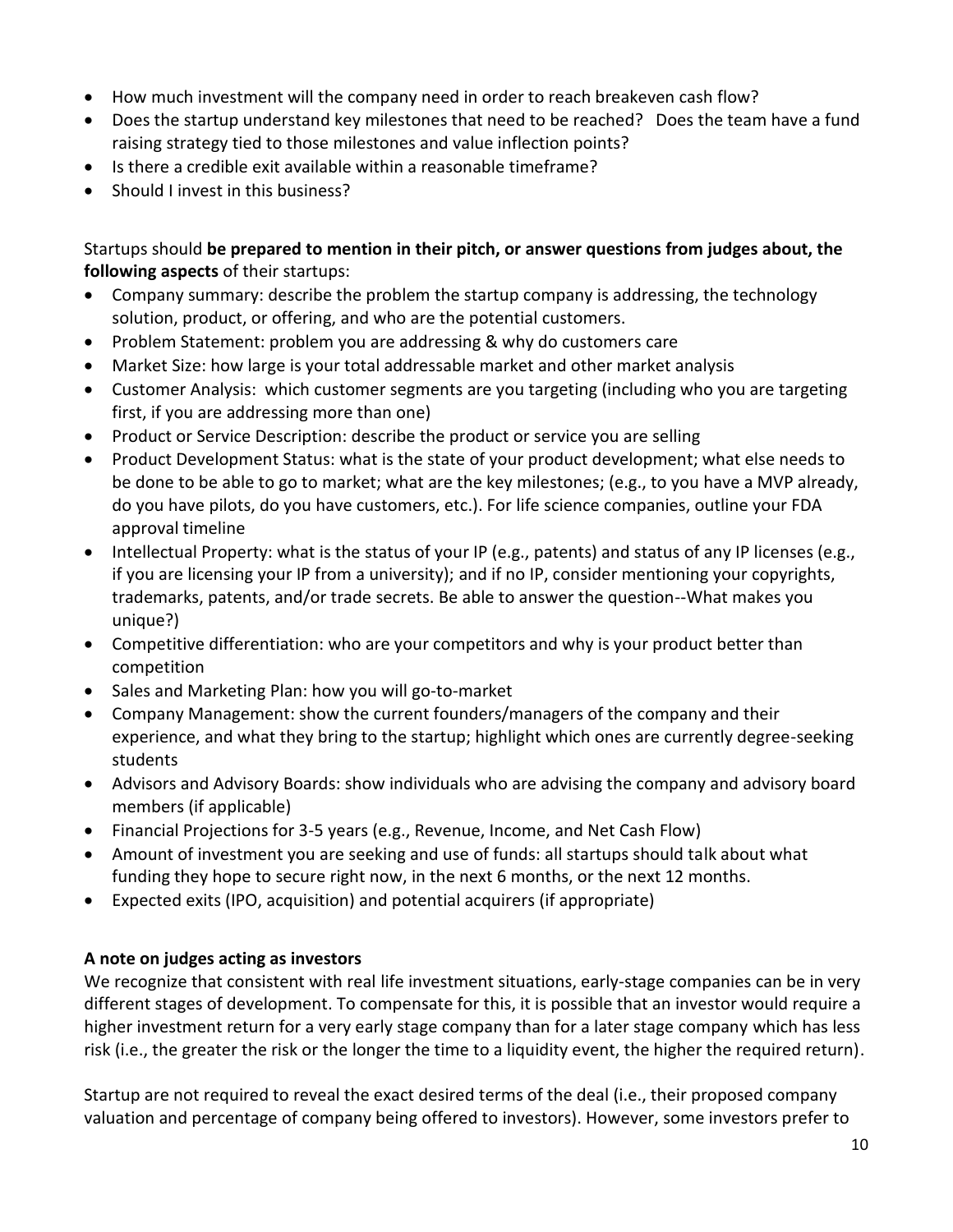- How much investment will the company need in order to reach breakeven cash flow?
- Does the startup understand key milestones that need to be reached? Does the team have a fund raising strategy tied to those milestones and value inflection points?
- Is there a credible exit available within a reasonable timeframe?
- Should I invest in this business?

Startups should **be prepared to mention in their pitch, or answer questions from judges about, the following aspects** of their startups:

- Company summary: describe the problem the startup company is addressing, the technology solution, product, or offering, and who are the potential customers.
- Problem Statement: problem you are addressing & why do customers care
- Market Size: how large is your total addressable market and other market analysis
- Customer Analysis: which customer segments are you targeting (including who you are targeting first, if you are addressing more than one)
- Product or Service Description: describe the product or service you are selling
- Product Development Status: what is the state of your product development; what else needs to be done to be able to go to market; what are the key milestones; (e.g., to you have a MVP already, do you have pilots, do you have customers, etc.). For life science companies, outline your FDA approval timeline
- Intellectual Property: what is the status of your IP (e.g., patents) and status of any IP licenses (e.g., if you are licensing your IP from a university); and if no IP, consider mentioning your copyrights, trademarks, patents, and/or trade secrets. Be able to answer the question--What makes you unique?)
- Competitive differentiation: who are your competitors and why is your product better than competition
- Sales and Marketing Plan: how you will go-to-market
- Company Management: show the current founders/managers of the company and their experience, and what they bring to the startup; highlight which ones are currently degree-seeking students
- Advisors and Advisory Boards: show individuals who are advising the company and advisory board members (if applicable)
- Financial Projections for 3-5 years (e.g., Revenue, Income, and Net Cash Flow)
- Amount of investment you are seeking and use of funds: all startups should talk about what funding they hope to secure right now, in the next 6 months, or the next 12 months.
- Expected exits (IPO, acquisition) and potential acquirers (if appropriate)

**A note on judges acting as investors**

We recognize that consistent with real life investment situations, early-stage companies can be in very different stages of development. To compensate for this, it is possible that an investor would require a higher investment return for a very early stage company than for a later stage company which has less risk (i.e., the greater the risk or the longer the time to a liquidity event, the higher the required return).

Startup are not required to reveal the exact desired terms of the deal (i.e., their proposed company valuation and percentage of company being offered to investors). However, some investors prefer to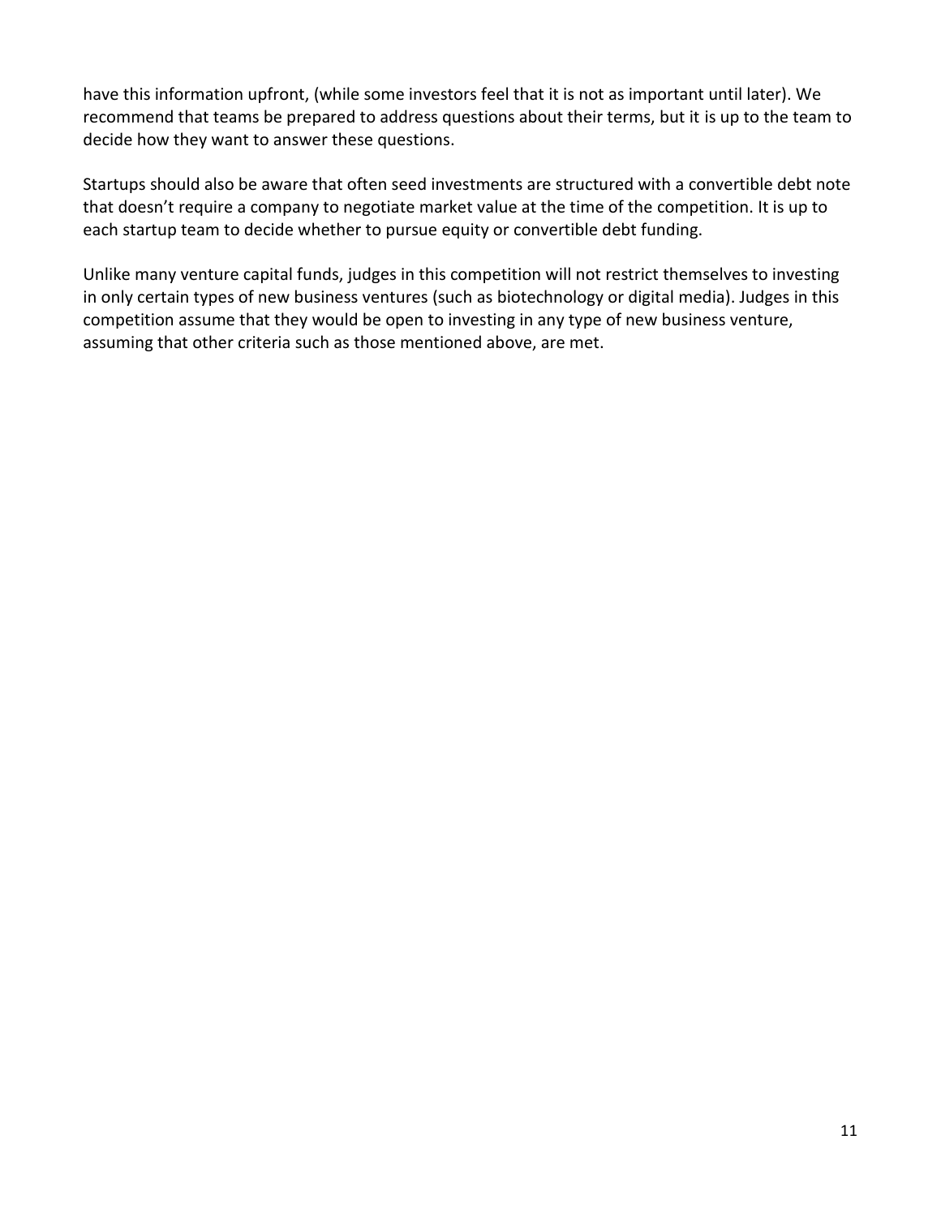have this information upfront, (while some investors feel that it is not as important until later). We recommend that teams be prepared to address questions about their terms, but it is up to the team to decide how they want to answer these questions.

Startups should also be aware that often seed investments are structured with a convertible debt note that doesn't require a company to negotiate market value at the time of the competition. It is up to each startup team to decide whether to pursue equity or convertible debt funding.

Unlike many venture capital funds, judges in this competition will not restrict themselves to investing in only certain types of new business ventures (such as biotechnology or digital media). Judges in this competition assume that they would be open to investing in any type of new business venture, assuming that other criteria such as those mentioned above, are met.